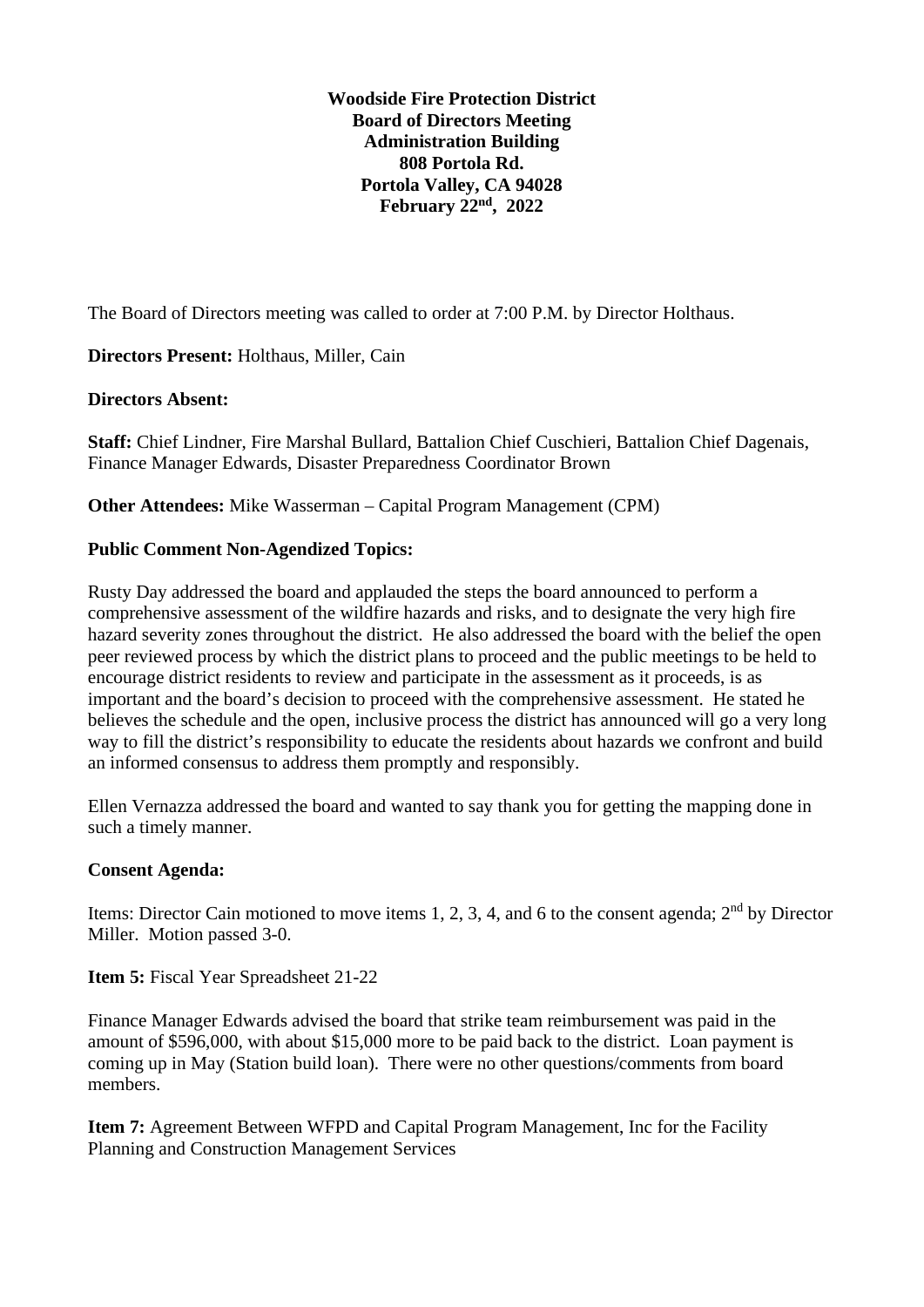**Woodside Fire Protection District**
**Board of Directors Meeting**
**Administration Building**
**808 Portola Rd.**
**Portola Valley, CA 94028**
**February 22nd, 2022**

The Board of Directors meeting was called to order at 7:00 P.M. by Director Holthaus.

**Directors Present:** Holthaus, Miller, Cain

**Directors Absent:**

**Staff:** Chief Lindner, Fire Marshal Bullard, Battalion Chief Cuschieri, Battalion Chief Dagenais, Finance Manager Edwards, Disaster Preparedness Coordinator Brown

**Other Attendees:** Mike Wasserman – Capital Program Management (CPM)

**Public Comment Non-Agendized Topics:**

Rusty Day addressed the board and applauded the steps the board announced to perform a comprehensive assessment of the wildfire hazards and risks, and to designate the very high fire hazard severity zones throughout the district. He also addressed the board with the belief the open peer reviewed process by which the district plans to proceed and the public meetings to be held to encourage district residents to review and participate in the assessment as it proceeds, is as important and the board's decision to proceed with the comprehensive assessment. He stated he believes the schedule and the open, inclusive process the district has announced will go a very long way to fill the district's responsibility to educate the residents about hazards we confront and build an informed consensus to address them promptly and responsibly.

Ellen Vernazza addressed the board and wanted to say thank you for getting the mapping done in such a timely manner.

**Consent Agenda:**

Items: Director Cain motioned to move items 1, 2, 3, 4, and 6 to the consent agenda; 2nd by Director Miller. Motion passed 3-0.

**Item 5:** Fiscal Year Spreadsheet 21-22

Finance Manager Edwards advised the board that strike team reimbursement was paid in the amount of $596,000, with about $15,000 more to be paid back to the district. Loan payment is coming up in May (Station build loan). There were no other questions/comments from board members.

**Item 7:** Agreement Between WFPD and Capital Program Management, Inc for the Facility Planning and Construction Management Services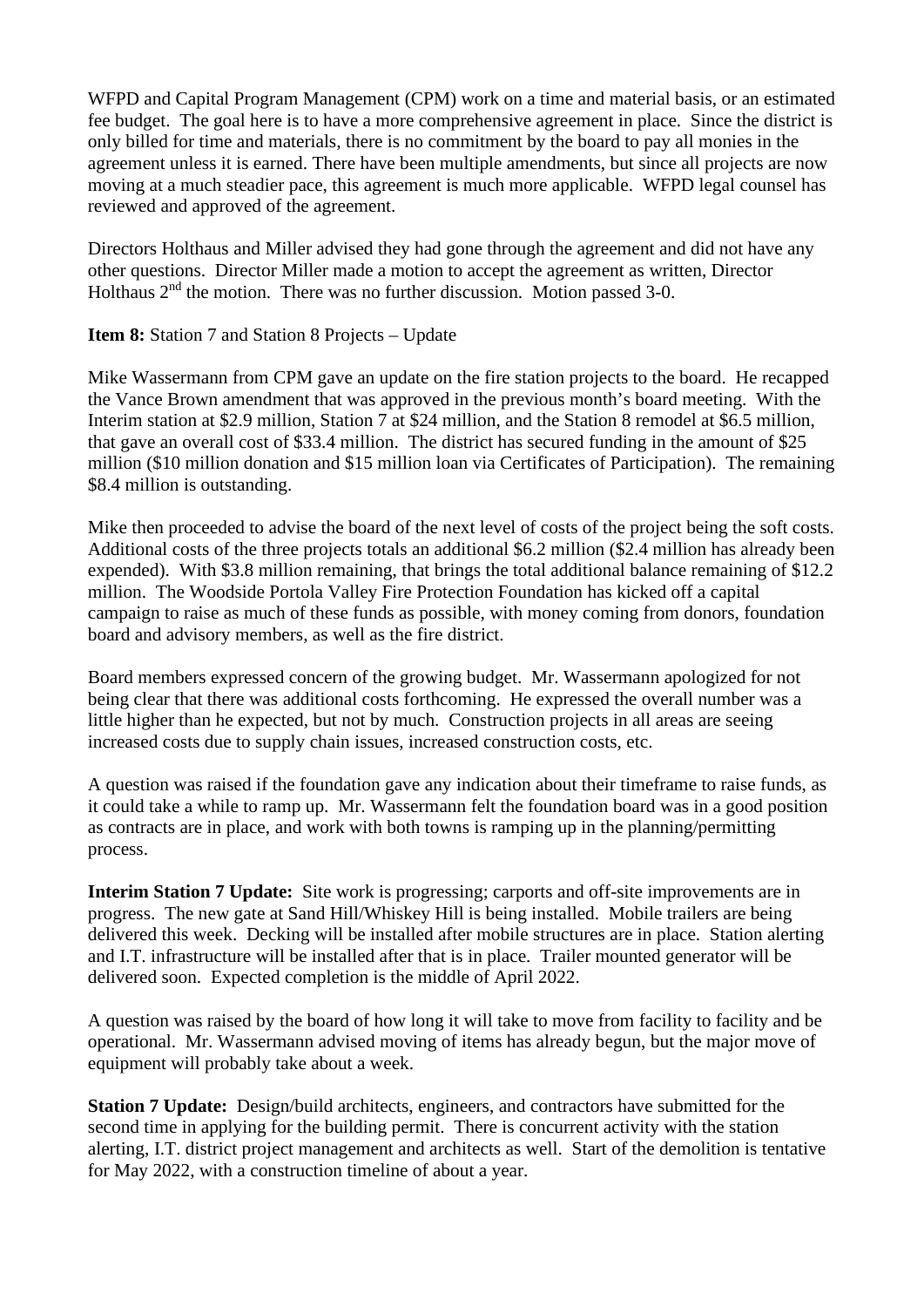WFPD and Capital Program Management (CPM) work on a time and material basis, or an estimated fee budget. The goal here is to have a more comprehensive agreement in place. Since the district is only billed for time and materials, there is no commitment by the board to pay all monies in the agreement unless it is earned. There have been multiple amendments, but since all projects are now moving at a much steadier pace, this agreement is much more applicable. WFPD legal counsel has reviewed and approved of the agreement.

Directors Holthaus and Miller advised they had gone through the agreement and did not have any other questions. Director Miller made a motion to accept the agreement as written, Director Holthaus 2nd the motion. There was no further discussion. Motion passed 3-0.

**Item 8:** Station 7 and Station 8 Projects – Update

Mike Wassermann from CPM gave an update on the fire station projects to the board. He recapped the Vance Brown amendment that was approved in the previous month's board meeting. With the Interim station at $2.9 million, Station 7 at $24 million, and the Station 8 remodel at $6.5 million, that gave an overall cost of $33.4 million. The district has secured funding in the amount of $25 million ($10 million donation and $15 million loan via Certificates of Participation). The remaining $8.4 million is outstanding.

Mike then proceeded to advise the board of the next level of costs of the project being the soft costs. Additional costs of the three projects totals an additional $6.2 million ($2.4 million has already been expended). With $3.8 million remaining, that brings the total additional balance remaining of $12.2 million. The Woodside Portola Valley Fire Protection Foundation has kicked off a capital campaign to raise as much of these funds as possible, with money coming from donors, foundation board and advisory members, as well as the fire district.

Board members expressed concern of the growing budget. Mr. Wassermann apologized for not being clear that there was additional costs forthcoming. He expressed the overall number was a little higher than he expected, but not by much. Construction projects in all areas are seeing increased costs due to supply chain issues, increased construction costs, etc.

A question was raised if the foundation gave any indication about their timeframe to raise funds, as it could take a while to ramp up. Mr. Wassermann felt the foundation board was in a good position as contracts are in place, and work with both towns is ramping up in the planning/permitting process.

**Interim Station 7 Update:** Site work is progressing; carports and off-site improvements are in progress. The new gate at Sand Hill/Whiskey Hill is being installed. Mobile trailers are being delivered this week. Decking will be installed after mobile structures are in place. Station alerting and I.T. infrastructure will be installed after that is in place. Trailer mounted generator will be delivered soon. Expected completion is the middle of April 2022.

A question was raised by the board of how long it will take to move from facility to facility and be operational. Mr. Wassermann advised moving of items has already begun, but the major move of equipment will probably take about a week.

**Station 7 Update:** Design/build architects, engineers, and contractors have submitted for the second time in applying for the building permit. There is concurrent activity with the station alerting, I.T. district project management and architects as well. Start of the demolition is tentative for May 2022, with a construction timeline of about a year.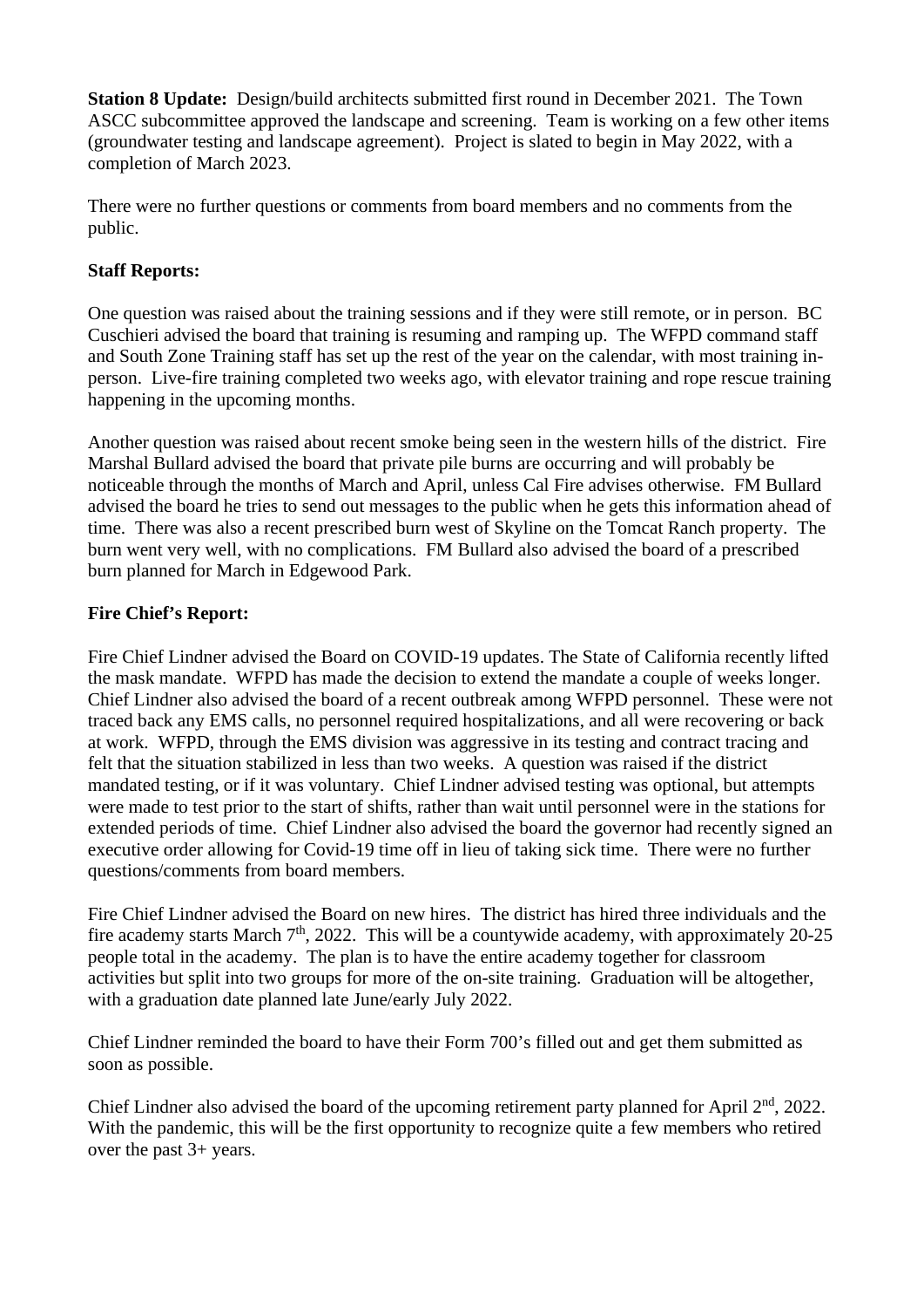**Station 8 Update:** Design/build architects submitted first round in December 2021. The Town ASCC subcommittee approved the landscape and screening. Team is working on a few other items (groundwater testing and landscape agreement). Project is slated to begin in May 2022, with a completion of March 2023.

There were no further questions or comments from board members and no comments from the public.

**Staff Reports:**

One question was raised about the training sessions and if they were still remote, or in person. BC Cuschieri advised the board that training is resuming and ramping up. The WFPD command staff and South Zone Training staff has set up the rest of the year on the calendar, with most training in-person. Live-fire training completed two weeks ago, with elevator training and rope rescue training happening in the upcoming months.

Another question was raised about recent smoke being seen in the western hills of the district. Fire Marshal Bullard advised the board that private pile burns are occurring and will probably be noticeable through the months of March and April, unless Cal Fire advises otherwise. FM Bullard advised the board he tries to send out messages to the public when he gets this information ahead of time. There was also a recent prescribed burn west of Skyline on the Tomcat Ranch property. The burn went very well, with no complications. FM Bullard also advised the board of a prescribed burn planned for March in Edgewood Park.

**Fire Chief's Report:**

Fire Chief Lindner advised the Board on COVID-19 updates. The State of California recently lifted the mask mandate. WFPD has made the decision to extend the mandate a couple of weeks longer. Chief Lindner also advised the board of a recent outbreak among WFPD personnel. These were not traced back any EMS calls, no personnel required hospitalizations, and all were recovering or back at work. WFPD, through the EMS division was aggressive in its testing and contract tracing and felt that the situation stabilized in less than two weeks. A question was raised if the district mandated testing, or if it was voluntary. Chief Lindner advised testing was optional, but attempts were made to test prior to the start of shifts, rather than wait until personnel were in the stations for extended periods of time. Chief Lindner also advised the board the governor had recently signed an executive order allowing for Covid-19 time off in lieu of taking sick time. There were no further questions/comments from board members.

Fire Chief Lindner advised the Board on new hires. The district has hired three individuals and the fire academy starts March 7th, 2022. This will be a countywide academy, with approximately 20-25 people total in the academy. The plan is to have the entire academy together for classroom activities but split into two groups for more of the on-site training. Graduation will be altogether, with a graduation date planned late June/early July 2022.

Chief Lindner reminded the board to have their Form 700's filled out and get them submitted as soon as possible.

Chief Lindner also advised the board of the upcoming retirement party planned for April 2nd, 2022. With the pandemic, this will be the first opportunity to recognize quite a few members who retired over the past 3+ years.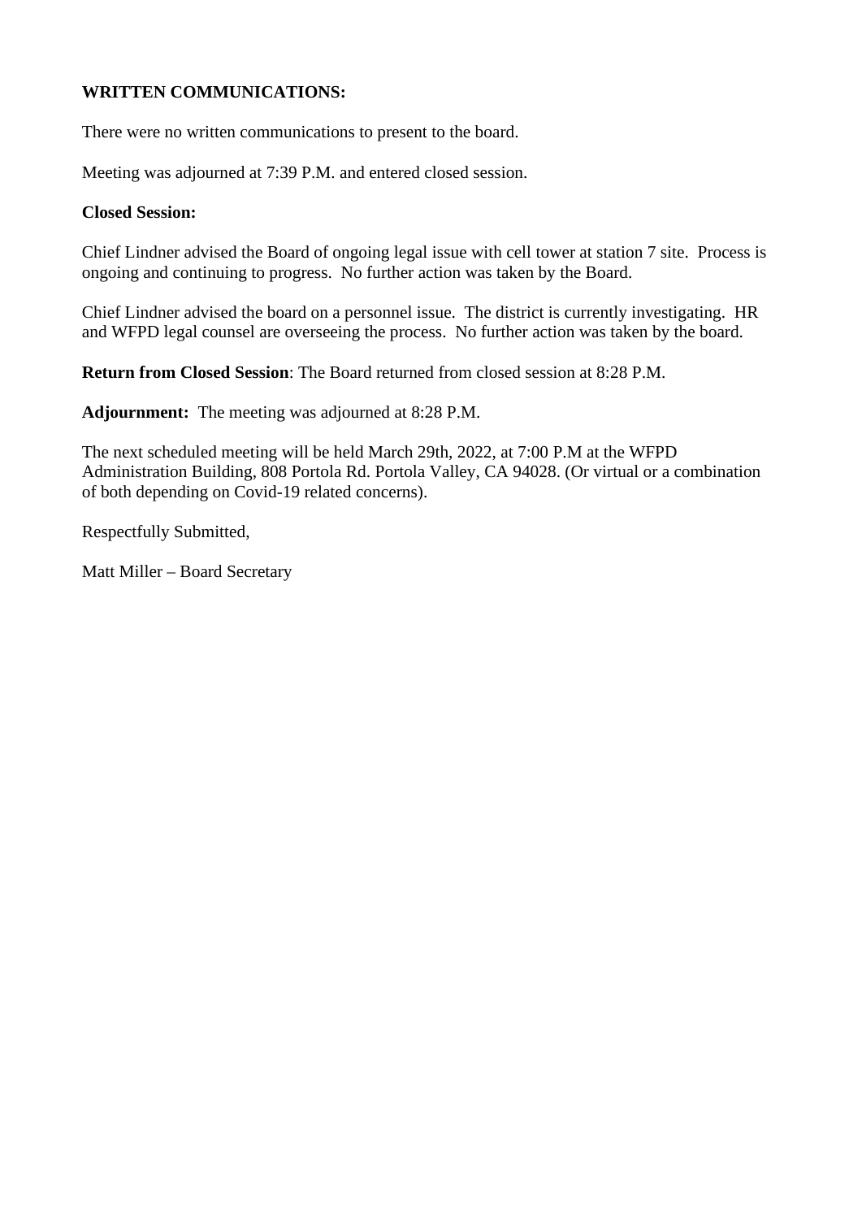**WRITTEN COMMUNICATIONS:**

There were no written communications to present to the board.

Meeting was adjourned at 7:39 P.M. and entered closed session.

**Closed Session:**

Chief Lindner advised the Board of ongoing legal issue with cell tower at station 7 site. Process is ongoing and continuing to progress. No further action was taken by the Board.

Chief Lindner advised the board on a personnel issue. The district is currently investigating. HR and WFPD legal counsel are overseeing the process. No further action was taken by the board.

**Return from Closed Session**: The Board returned from closed session at 8:28 P.M.

**Adjournment:** The meeting was adjourned at 8:28 P.M.

The next scheduled meeting will be held March 29th, 2022, at 7:00 P.M at the WFPD Administration Building, 808 Portola Rd. Portola Valley, CA 94028. (Or virtual or a combination of both depending on Covid-19 related concerns).

Respectfully Submitted,

Matt Miller – Board Secretary